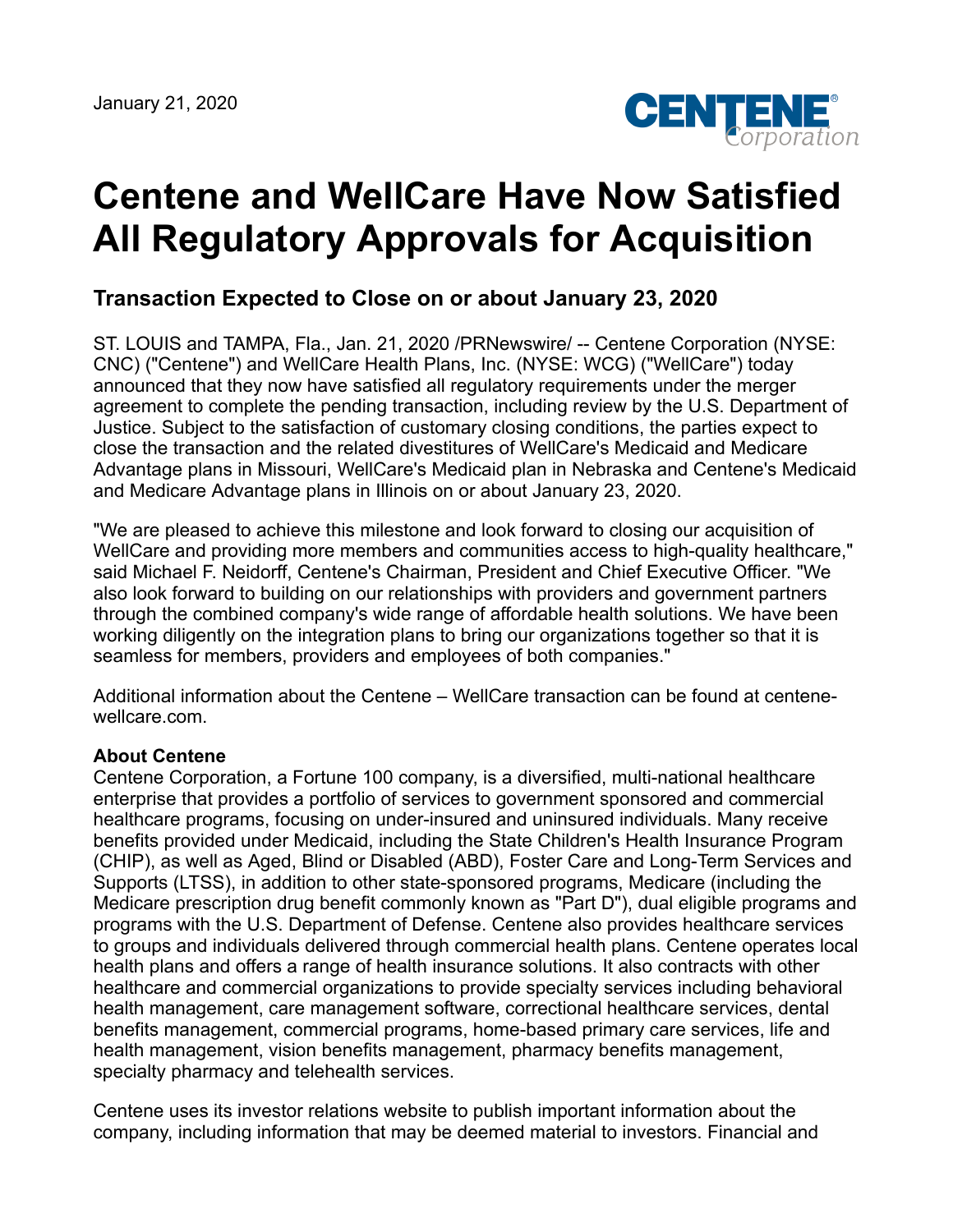January 21, 2020

# Centene and WellCare Have Now Satisfied All Regulatory Approvals for Acquisition

## Transaction Expected to Close on or about January 23, 2020

ST. LOUIS and TAMPA, Fla., Jan. 21, 2020 /PRNewswire/ -- Centene Corporation (NYSE: CNC) ("Centene") and WellCare Health Plans, Inc. (NYSE: WCG) ("WellCare") today announced that they now have satisfied all regulatory requirements under the merger agreement to complete the pending transaction, including review by the U.S. Department of Justice. Subject to the satisfaction of customary closing conditions, the parties expect to close the transaction and the related divestitures of WellCare's Medicaid and Medicare Advantage plans in Missouri, WellCare's Medicaid plan in Nebraska and Centene's Medicaid and Medicare Advantage plans in Illinois on or about January 23, 2020.

"We are pleased to achieve this milestone and look forward to closing our acquisition of WellCare and providing more members and communities access to high-quality healthcare," said Michael F. Neidorff, Centene's Chairman, President and Chief Executive Officer. "We also look forward to building on our relationships with providers and government partners through the combined company's wide range of affordable health solutions. We have been working diligently on the integration plans to bring our organizations together so that it is seamless for members, providers and employees of both companies."

Additional information about the Centene – WellCare transaction can be found at centene-wellcare.com.

**About Centene**
Centene Corporation, a Fortune 100 company, is a diversified, multi-national healthcare enterprise that provides a portfolio of services to government sponsored and commercial healthcare programs, focusing on under-insured and uninsured individuals. Many receive benefits provided under Medicaid, including the State Children's Health Insurance Program (CHIP), as well as Aged, Blind or Disabled (ABD), Foster Care and Long-Term Services and Supports (LTSS), in addition to other state-sponsored programs, Medicare (including the Medicare prescription drug benefit commonly known as "Part D"), dual eligible programs and programs with the U.S. Department of Defense. Centene also provides healthcare services to groups and individuals delivered through commercial health plans. Centene operates local health plans and offers a range of health insurance solutions. It also contracts with other healthcare and commercial organizations to provide specialty services including behavioral health management, care management software, correctional healthcare services, dental benefits management, commercial programs, home-based primary care services, life and health management, vision benefits management, pharmacy benefits management, specialty pharmacy and telehealth services.

Centene uses its investor relations website to publish important information about the company, including information that may be deemed material to investors. Financial and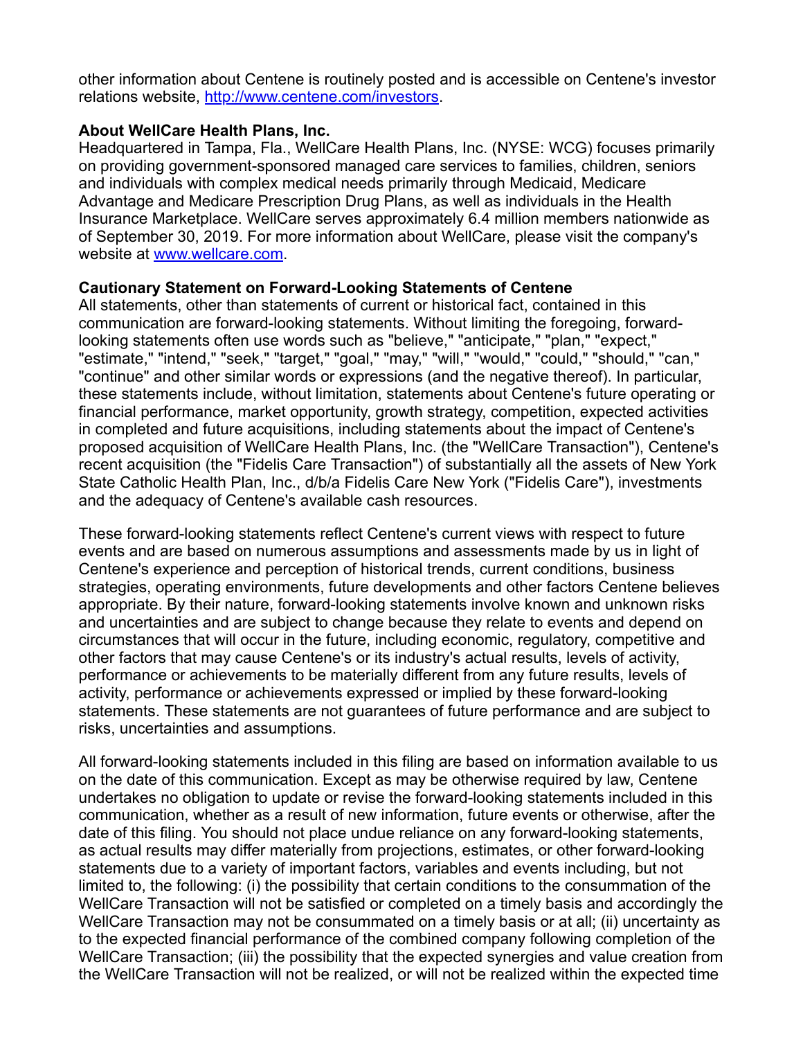other information about Centene is routinely posted and is accessible on Centene's investor relations website, [http://www.centene.com/investors](http://www.centene.com/investors).

**About WellCare Health Plans, Inc.**

Headquartered in Tampa, Fla., WellCare Health Plans, Inc. (NYSE: WCG) focuses primarily on providing government-sponsored managed care services to families, children, seniors and individuals with complex medical needs primarily through Medicaid, Medicare Advantage and Medicare Prescription Drug Plans, as well as individuals in the Health Insurance Marketplace. WellCare serves approximately 6.4 million members nationwide as of September 30, 2019. For more information about WellCare, please visit the company's website at [www.wellcare.com](www.wellcare.com).

**Cautionary Statement on Forward-Looking Statements of Centene**

All statements, other than statements of current or historical fact, contained in this communication are forward-looking statements. Without limiting the foregoing, forward-looking statements often use words such as "believe," "anticipate," "plan," "expect," "estimate," "intend," "seek," "target," "goal," "may," "will," "would," "could," "should," "can," "continue" and other similar words or expressions (and the negative thereof). In particular, these statements include, without limitation, statements about Centene's future operating or financial performance, market opportunity, growth strategy, competition, expected activities in completed and future acquisitions, including statements about the impact of Centene's proposed acquisition of WellCare Health Plans, Inc. (the "WellCare Transaction"), Centene's recent acquisition (the "Fidelis Care Transaction") of substantially all the assets of New York State Catholic Health Plan, Inc., d/b/a Fidelis Care New York ("Fidelis Care"), investments and the adequacy of Centene's available cash resources.

These forward-looking statements reflect Centene's current views with respect to future events and are based on numerous assumptions and assessments made by us in light of Centene's experience and perception of historical trends, current conditions, business strategies, operating environments, future developments and other factors Centene believes appropriate. By their nature, forward-looking statements involve known and unknown risks and uncertainties and are subject to change because they relate to events and depend on circumstances that will occur in the future, including economic, regulatory, competitive and other factors that may cause Centene's or its industry's actual results, levels of activity, performance or achievements to be materially different from any future results, levels of activity, performance or achievements expressed or implied by these forward-looking statements. These statements are not guarantees of future performance and are subject to risks, uncertainties and assumptions.

All forward-looking statements included in this filing are based on information available to us on the date of this communication. Except as may be otherwise required by law, Centene undertakes no obligation to update or revise the forward-looking statements included in this communication, whether as a result of new information, future events or otherwise, after the date of this filing. You should not place undue reliance on any forward-looking statements, as actual results may differ materially from projections, estimates, or other forward-looking statements due to a variety of important factors, variables and events including, but not limited to, the following: (i) the possibility that certain conditions to the consummation of the WellCare Transaction will not be satisfied or completed on a timely basis and accordingly the WellCare Transaction may not be consummated on a timely basis or at all; (ii) uncertainty as to the expected financial performance of the combined company following completion of the WellCare Transaction; (iii) the possibility that the expected synergies and value creation from the WellCare Transaction will not be realized, or will not be realized within the expected time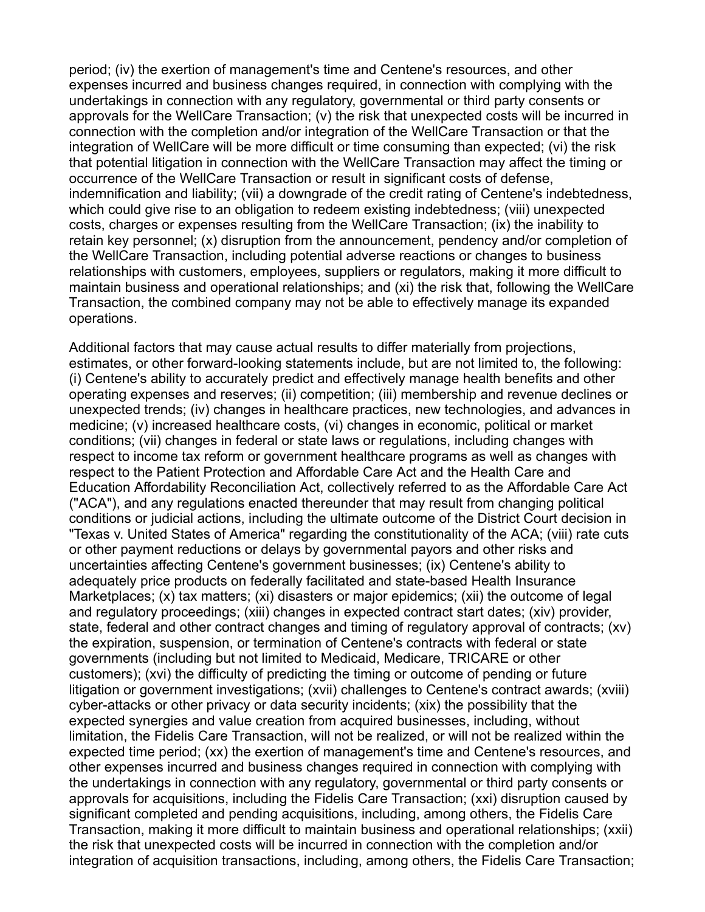period; (iv) the exertion of management's time and Centene's resources, and other expenses incurred and business changes required, in connection with complying with the undertakings in connection with any regulatory, governmental or third party consents or approvals for the WellCare Transaction; (v) the risk that unexpected costs will be incurred in connection with the completion and/or integration of the WellCare Transaction or that the integration of WellCare will be more difficult or time consuming than expected; (vi) the risk that potential litigation in connection with the WellCare Transaction may affect the timing or occurrence of the WellCare Transaction or result in significant costs of defense, indemnification and liability; (vii) a downgrade of the credit rating of Centene's indebtedness, which could give rise to an obligation to redeem existing indebtedness; (viii) unexpected costs, charges or expenses resulting from the WellCare Transaction; (ix) the inability to retain key personnel; (x) disruption from the announcement, pendency and/or completion of the WellCare Transaction, including potential adverse reactions or changes to business relationships with customers, employees, suppliers or regulators, making it more difficult to maintain business and operational relationships; and (xi) the risk that, following the WellCare Transaction, the combined company may not be able to effectively manage its expanded operations.

Additional factors that may cause actual results to differ materially from projections, estimates, or other forward-looking statements include, but are not limited to, the following: (i) Centene's ability to accurately predict and effectively manage health benefits and other operating expenses and reserves; (ii) competition; (iii) membership and revenue declines or unexpected trends; (iv) changes in healthcare practices, new technologies, and advances in medicine; (v) increased healthcare costs, (vi) changes in economic, political or market conditions; (vii) changes in federal or state laws or regulations, including changes with respect to income tax reform or government healthcare programs as well as changes with respect to the Patient Protection and Affordable Care Act and the Health Care and Education Affordability Reconciliation Act, collectively referred to as the Affordable Care Act ("ACA"), and any regulations enacted thereunder that may result from changing political conditions or judicial actions, including the ultimate outcome of the District Court decision in "Texas v. United States of America" regarding the constitutionality of the ACA; (viii) rate cuts or other payment reductions or delays by governmental payors and other risks and uncertainties affecting Centene's government businesses; (ix) Centene's ability to adequately price products on federally facilitated and state-based Health Insurance Marketplaces; (x) tax matters; (xi) disasters or major epidemics; (xii) the outcome of legal and regulatory proceedings; (xiii) changes in expected contract start dates; (xiv) provider, state, federal and other contract changes and timing of regulatory approval of contracts; (xv) the expiration, suspension, or termination of Centene's contracts with federal or state governments (including but not limited to Medicaid, Medicare, TRICARE or other customers); (xvi) the difficulty of predicting the timing or outcome of pending or future litigation or government investigations; (xvii) challenges to Centene's contract awards; (xviii) cyber-attacks or other privacy or data security incidents; (xix) the possibility that the expected synergies and value creation from acquired businesses, including, without limitation, the Fidelis Care Transaction, will not be realized, or will not be realized within the expected time period; (xx) the exertion of management's time and Centene's resources, and other expenses incurred and business changes required in connection with complying with the undertakings in connection with any regulatory, governmental or third party consents or approvals for acquisitions, including the Fidelis Care Transaction; (xxi) disruption caused by significant completed and pending acquisitions, including, among others, the Fidelis Care Transaction, making it more difficult to maintain business and operational relationships; (xxii) the risk that unexpected costs will be incurred in connection with the completion and/or integration of acquisition transactions, including, among others, the Fidelis Care Transaction;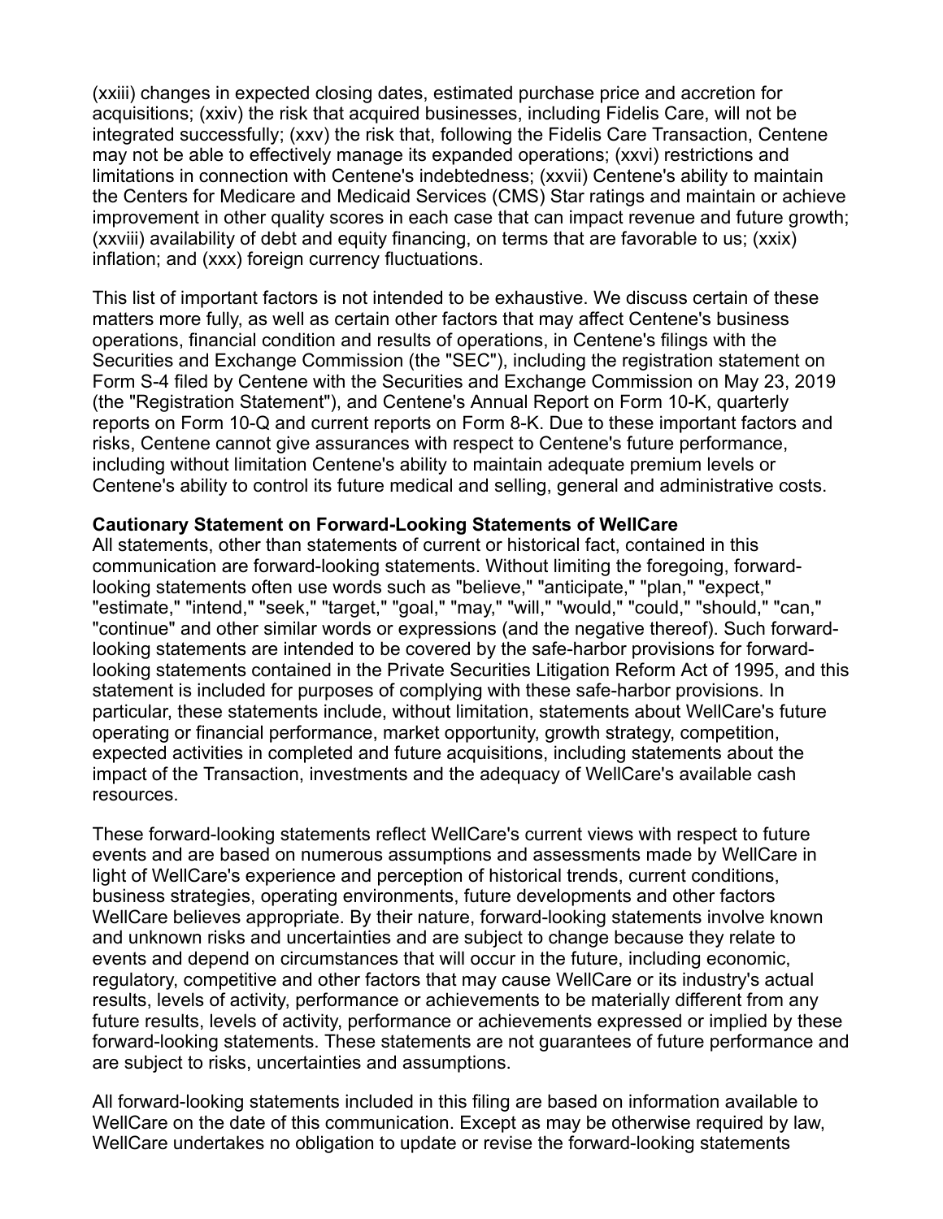(xxiii) changes in expected closing dates, estimated purchase price and accretion for acquisitions; (xxiv) the risk that acquired businesses, including Fidelis Care, will not be integrated successfully; (xxv) the risk that, following the Fidelis Care Transaction, Centene may not be able to effectively manage its expanded operations; (xxvi) restrictions and limitations in connection with Centene's indebtedness; (xxvii) Centene's ability to maintain the Centers for Medicare and Medicaid Services (CMS) Star ratings and maintain or achieve improvement in other quality scores in each case that can impact revenue and future growth; (xxviii) availability of debt and equity financing, on terms that are favorable to us; (xxix) inflation; and (xxx) foreign currency fluctuations.

This list of important factors is not intended to be exhaustive. We discuss certain of these matters more fully, as well as certain other factors that may affect Centene's business operations, financial condition and results of operations, in Centene's filings with the Securities and Exchange Commission (the "SEC"), including the registration statement on Form S-4 filed by Centene with the Securities and Exchange Commission on May 23, 2019 (the "Registration Statement"), and Centene's Annual Report on Form 10-K, quarterly reports on Form 10-Q and current reports on Form 8-K. Due to these important factors and risks, Centene cannot give assurances with respect to Centene's future performance, including without limitation Centene's ability to maintain adequate premium levels or Centene's ability to control its future medical and selling, general and administrative costs.

**Cautionary Statement on Forward-Looking Statements of WellCare**

All statements, other than statements of current or historical fact, contained in this communication are forward-looking statements. Without limiting the foregoing, forward-looking statements often use words such as "believe," "anticipate," "plan," "expect," "estimate," "intend," "seek," "target," "goal," "may," "will," "would," "could," "should," "can," "continue" and other similar words or expressions (and the negative thereof). Such forward-looking statements are intended to be covered by the safe-harbor provisions for forward-looking statements contained in the Private Securities Litigation Reform Act of 1995, and this statement is included for purposes of complying with these safe-harbor provisions. In particular, these statements include, without limitation, statements about WellCare's future operating or financial performance, market opportunity, growth strategy, competition, expected activities in completed and future acquisitions, including statements about the impact of the Transaction, investments and the adequacy of WellCare's available cash resources.

These forward-looking statements reflect WellCare's current views with respect to future events and are based on numerous assumptions and assessments made by WellCare in light of WellCare's experience and perception of historical trends, current conditions, business strategies, operating environments, future developments and other factors WellCare believes appropriate. By their nature, forward-looking statements involve known and unknown risks and uncertainties and are subject to change because they relate to events and depend on circumstances that will occur in the future, including economic, regulatory, competitive and other factors that may cause WellCare or its industry's actual results, levels of activity, performance or achievements to be materially different from any future results, levels of activity, performance or achievements expressed or implied by these forward-looking statements. These statements are not guarantees of future performance and are subject to risks, uncertainties and assumptions.

All forward-looking statements included in this filing are based on information available to WellCare on the date of this communication. Except as may be otherwise required by law, WellCare undertakes no obligation to update or revise the forward-looking statements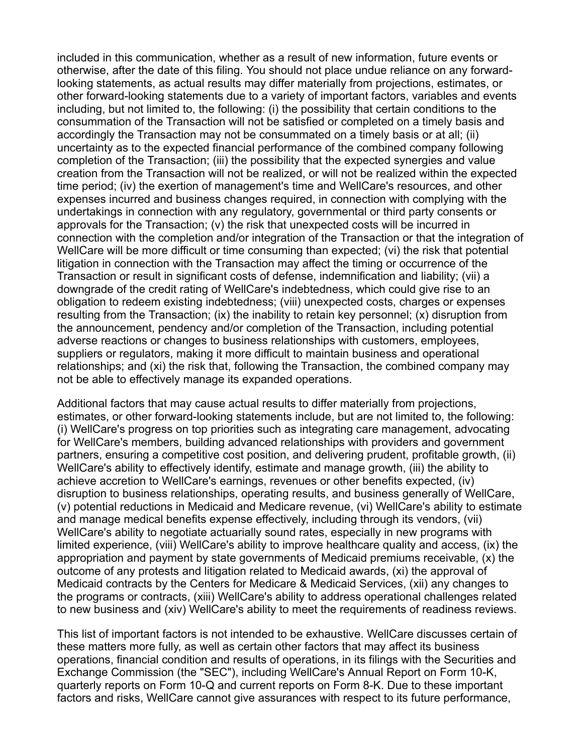included in this communication, whether as a result of new information, future events or otherwise, after the date of this filing. You should not place undue reliance on any forward-looking statements, as actual results may differ materially from projections, estimates, or other forward-looking statements due to a variety of important factors, variables and events including, but not limited to, the following: (i) the possibility that certain conditions to the consummation of the Transaction will not be satisfied or completed on a timely basis and accordingly the Transaction may not be consummated on a timely basis or at all; (ii) uncertainty as to the expected financial performance of the combined company following completion of the Transaction; (iii) the possibility that the expected synergies and value creation from the Transaction will not be realized, or will not be realized within the expected time period; (iv) the exertion of management's time and WellCare's resources, and other expenses incurred and business changes required, in connection with complying with the undertakings in connection with any regulatory, governmental or third party consents or approvals for the Transaction; (v) the risk that unexpected costs will be incurred in connection with the completion and/or integration of the Transaction or that the integration of WellCare will be more difficult or time consuming than expected; (vi) the risk that potential litigation in connection with the Transaction may affect the timing or occurrence of the Transaction or result in significant costs of defense, indemnification and liability; (vii) a downgrade of the credit rating of WellCare's indebtedness, which could give rise to an obligation to redeem existing indebtedness; (viii) unexpected costs, charges or expenses resulting from the Transaction; (ix) the inability to retain key personnel; (x) disruption from the announcement, pendency and/or completion of the Transaction, including potential adverse reactions or changes to business relationships with customers, employees, suppliers or regulators, making it more difficult to maintain business and operational relationships; and (xi) the risk that, following the Transaction, the combined company may not be able to effectively manage its expanded operations.

Additional factors that may cause actual results to differ materially from projections, estimates, or other forward-looking statements include, but are not limited to, the following: (i) WellCare's progress on top priorities such as integrating care management, advocating for WellCare's members, building advanced relationships with providers and government partners, ensuring a competitive cost position, and delivering prudent, profitable growth, (ii) WellCare's ability to effectively identify, estimate and manage growth, (iii) the ability to achieve accretion to WellCare's earnings, revenues or other benefits expected, (iv) disruption to business relationships, operating results, and business generally of WellCare, (v) potential reductions in Medicaid and Medicare revenue, (vi) WellCare's ability to estimate and manage medical benefits expense effectively, including through its vendors, (vii) WellCare's ability to negotiate actuarially sound rates, especially in new programs with limited experience, (viii) WellCare's ability to improve healthcare quality and access, (ix) the appropriation and payment by state governments of Medicaid premiums receivable, (x) the outcome of any protests and litigation related to Medicaid awards, (xi) the approval of Medicaid contracts by the Centers for Medicare & Medicaid Services, (xii) any changes to the programs or contracts, (xiii) WellCare's ability to address operational challenges related to new business and (xiv) WellCare's ability to meet the requirements of readiness reviews.

This list of important factors is not intended to be exhaustive. WellCare discusses certain of these matters more fully, as well as certain other factors that may affect its business operations, financial condition and results of operations, in its filings with the Securities and Exchange Commission (the "SEC"), including WellCare's Annual Report on Form 10-K, quarterly reports on Form 10-Q and current reports on Form 8-K. Due to these important factors and risks, WellCare cannot give assurances with respect to its future performance,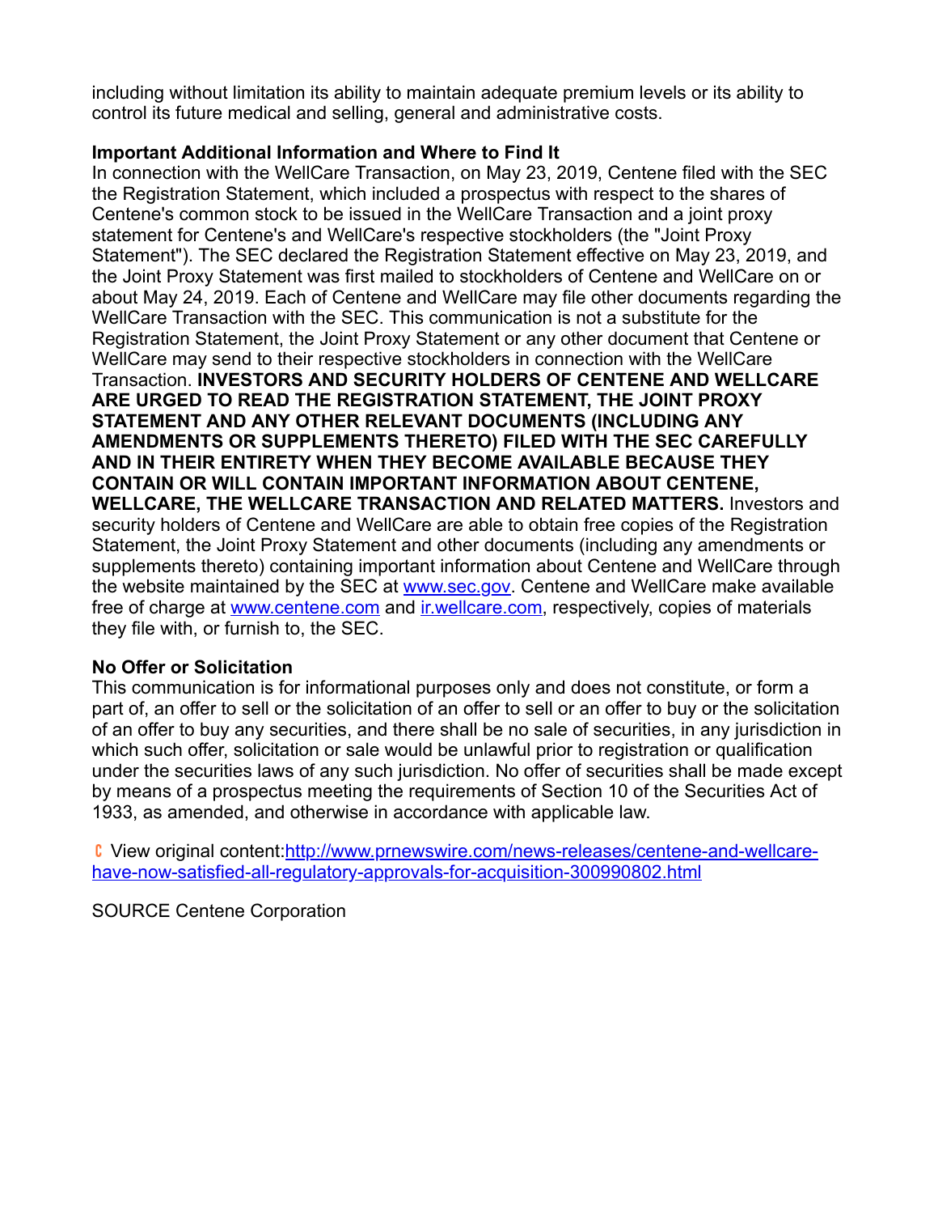including without limitation its ability to maintain adequate premium levels or its ability to control its future medical and selling, general and administrative costs.

**Important Additional Information and Where to Find It**

In connection with the WellCare Transaction, on May 23, 2019, Centene filed with the SEC the Registration Statement, which included a prospectus with respect to the shares of Centene's common stock to be issued in the WellCare Transaction and a joint proxy statement for Centene's and WellCare's respective stockholders (the "Joint Proxy Statement"). The SEC declared the Registration Statement effective on May 23, 2019, and the Joint Proxy Statement was first mailed to stockholders of Centene and WellCare on or about May 24, 2019. Each of Centene and WellCare may file other documents regarding the WellCare Transaction with the SEC. This communication is not a substitute for the Registration Statement, the Joint Proxy Statement or any other document that Centene or WellCare may send to their respective stockholders in connection with the WellCare Transaction. **INVESTORS AND SECURITY HOLDERS OF CENTENE AND WELLCARE ARE URGED TO READ THE REGISTRATION STATEMENT, THE JOINT PROXY STATEMENT AND ANY OTHER RELEVANT DOCUMENTS (INCLUDING ANY AMENDMENTS OR SUPPLEMENTS THERETO) FILED WITH THE SEC CAREFULLY AND IN THEIR ENTIRETY WHEN THEY BECOME AVAILABLE BECAUSE THEY CONTAIN OR WILL CONTAIN IMPORTANT INFORMATION ABOUT CENTENE, WELLCARE, THE WELLCARE TRANSACTION AND RELATED MATTERS.** Investors and security holders of Centene and WellCare are able to obtain free copies of the Registration Statement, the Joint Proxy Statement and other documents (including any amendments or supplements thereto) containing important information about Centene and WellCare through the website maintained by the SEC at www.sec.gov. Centene and WellCare make available free of charge at www.centene.com and ir.wellcare.com, respectively, copies of materials they file with, or furnish to, the SEC.

**No Offer or Solicitation**

This communication is for informational purposes only and does not constitute, or form a part of, an offer to sell or the solicitation of an offer to sell or an offer to buy or the solicitation of an offer to buy any securities, and there shall be no sale of securities, in any jurisdiction in which such offer, solicitation or sale would be unlawful prior to registration or qualification under the securities laws of any such jurisdiction. No offer of securities shall be made except by means of a prospectus meeting the requirements of Section 10 of the Securities Act of 1933, as amended, and otherwise in accordance with applicable law.

View original content:http://www.prnewswire.com/news-releases/centene-and-wellcare-have-now-satisfied-all-regulatory-approvals-for-acquisition-300990802.html

SOURCE Centene Corporation